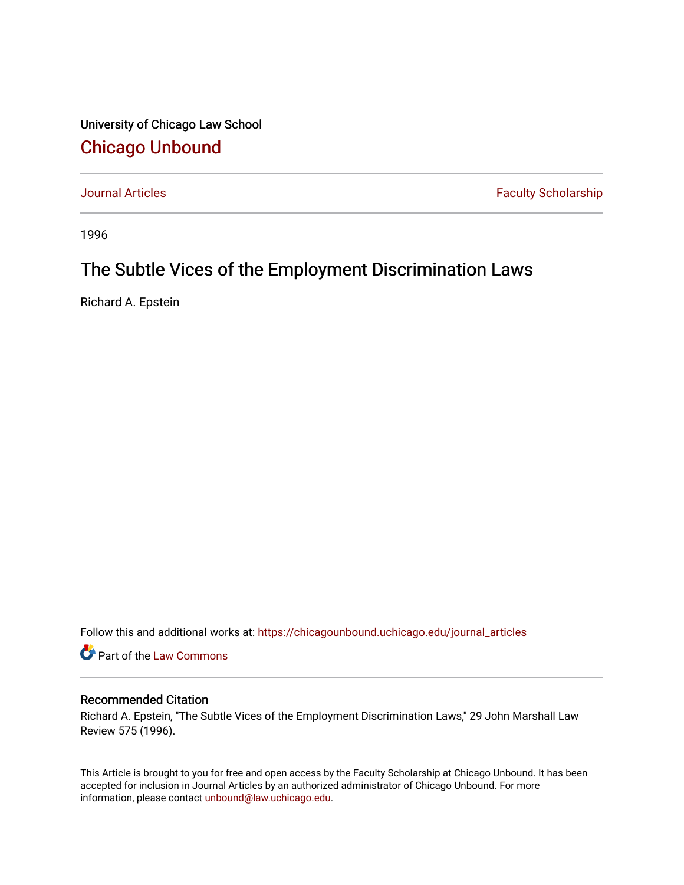University of Chicago Law School

## Chicago Unbound

Journal Articles | Faculty Scholarship

1996

# The Subtle Vices of the Employment Discrimination Laws

Richard A. Epstein

Follow this and additional works at: https://chicagounbound.uchicago.edu/journal_articles

Part of the Law Commons

### Recommended Citation

Richard A. Epstein, "The Subtle Vices of the Employment Discrimination Laws," 29 John Marshall Law Review 575 (1996).

This Article is brought to you for free and open access by the Faculty Scholarship at Chicago Unbound. It has been accepted for inclusion in Journal Articles by an authorized administrator of Chicago Unbound. For more information, please contact unbound@law.uchicago.edu.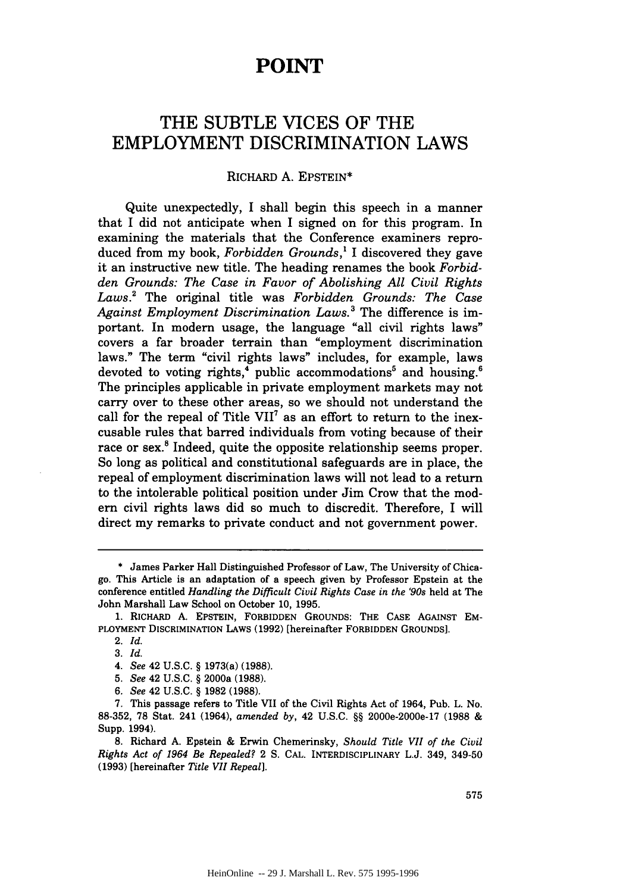# POINT

## THE SUBTLE VICES OF THE EMPLOYMENT DISCRIMINATION LAWS

RICHARD A. EPSTEIN*

Quite unexpectedly, I shall begin this speech in a manner that I did not anticipate when I signed on for this program. In examining the materials that the Conference examiners reproduced from my book, *Forbidden Grounds*,[1] I discovered they gave it an instructive new title. The heading renames the book *Forbidden Grounds: The Case in Favor of Abolishing All Civil Rights Laws*.[2] The original title was *Forbidden Grounds: The Case Against Employment Discrimination Laws*.[3] The difference is important. In modern usage, the language "all civil rights laws" covers a far broader terrain than "employment discrimination laws." The term "civil rights laws" includes, for example, laws devoted to voting rights,[4] public accommodations[5] and housing.[6] The principles applicable in private employment markets may not carry over to these other areas, so we should not understand the call for the repeal of Title VII[7] as an effort to return to the inexcusable rules that barred individuals from voting because of their race or sex.[8] Indeed, quite the opposite relationship seems proper. So long as political and constitutional safeguards are in place, the repeal of employment discrimination laws will not lead to a return to the intolerable political position under Jim Crow that the modern civil rights laws did so much to discredit. Therefore, I will direct my remarks to private conduct and not government power.

---

\* James Parker Hall Distinguished Professor of Law, The University of Chicago. This Article is an adaptation of a speech given by Professor Epstein at the conference entitled *Handling the Difficult Civil Rights Case in the '90s* held at The John Marshall Law School on October 10, 1995.

1. RICHARD A. EPSTEIN, FORBIDDEN GROUNDS: THE CASE AGAINST EMPLOYMENT DISCRIMINATION LAWS (1992) [hereinafter FORBIDDEN GROUNDS].

2. *Id.*

3. *Id.*

4. *See* 42 U.S.C. § 1973(a) (1988).

5. *See* 42 U.S.C. § 2000a (1988).

6. *See* 42 U.S.C. § 1982 (1988).

7. This passage refers to Title VII of the Civil Rights Act of 1964, Pub. L. No. 88-352, 78 Stat. 241 (1964), *amended by*, 42 U.S.C. §§ 2000e-2000e-17 (1988 & Supp. 1994).

8. Richard A. Epstein & Erwin Chemerinsky, *Should Title VII of the Civil Rights Act of 1964 Be Repealed?* 2 S. CAL. INTERDISCIPLINARY L.J. 349, 349-50 (1993) [hereinafter *Title VII Repeal*].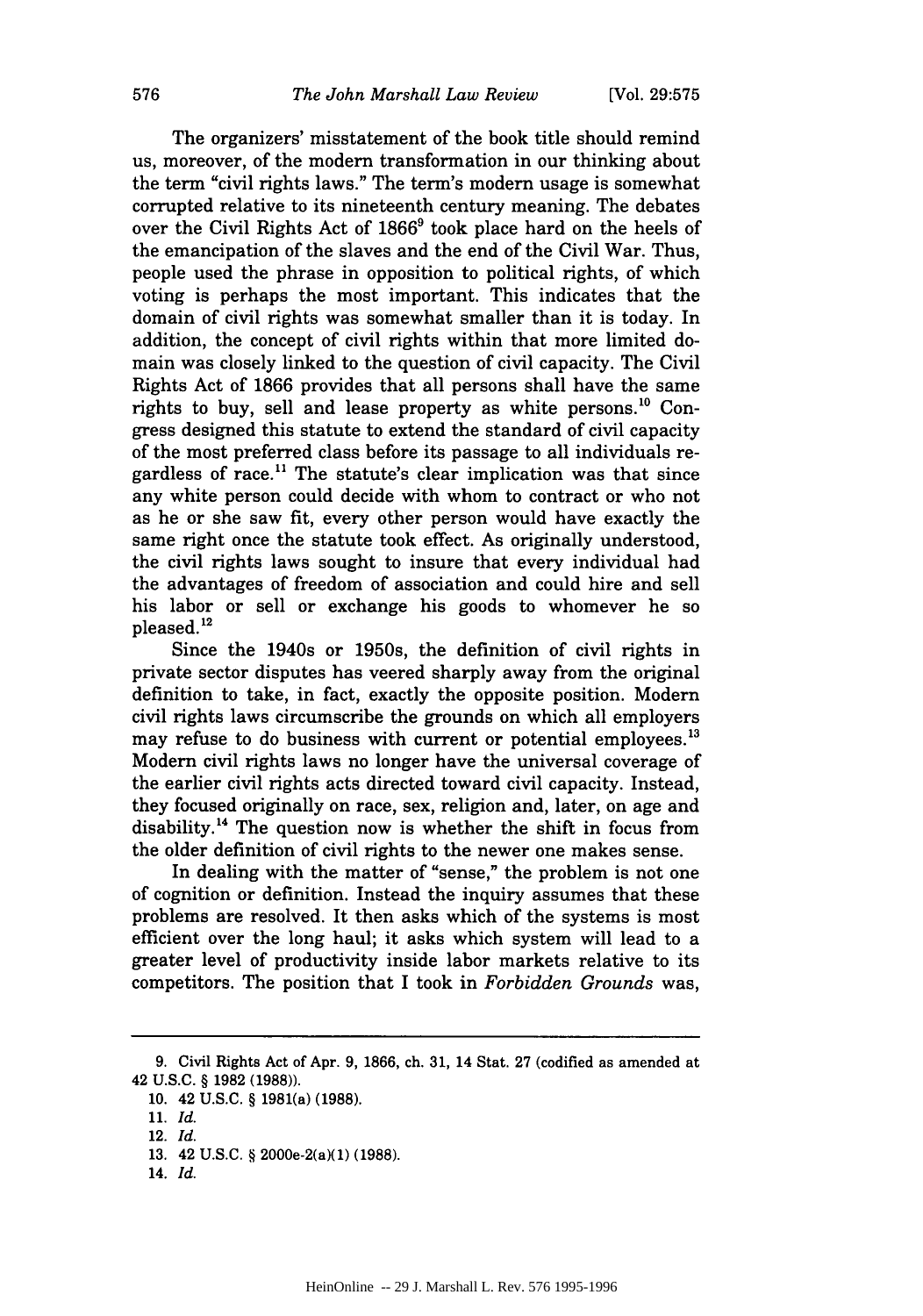The organizers' misstatement of the book title should remind us, moreover, of the modern transformation in our thinking about the term "civil rights laws." The term's modern usage is somewhat corrupted relative to its nineteenth century meaning. The debates over the Civil Rights Act of 1866[9] took place hard on the heels of the emancipation of the slaves and the end of the Civil War. Thus, people used the phrase in opposition to political rights, of which voting is perhaps the most important. This indicates that the domain of civil rights was somewhat smaller than it is today. In addition, the concept of civil rights within that more limited domain was closely linked to the question of civil capacity. The Civil Rights Act of 1866 provides that all persons shall have the same rights to buy, sell and lease property as white persons.[10] Congress designed this statute to extend the standard of civil capacity of the most preferred class before its passage to all individuals regardless of race.[11] The statute's clear implication was that since any white person could decide with whom to contract or who not as he or she saw fit, every other person would have exactly the same right once the statute took effect. As originally understood, the civil rights laws sought to insure that every individual had the advantages of freedom of association and could hire and sell his labor or sell or exchange his goods to whomever he so pleased.[12]

Since the 1940s or 1950s, the definition of civil rights in private sector disputes has veered sharply away from the original definition to take, in fact, exactly the opposite position. Modern civil rights laws circumscribe the grounds on which all employers may refuse to do business with current or potential employees.[13] Modern civil rights laws no longer have the universal coverage of the earlier civil rights acts directed toward civil capacity. Instead, they focused originally on race, sex, religion and, later, on age and disability.[14] The question now is whether the shift in focus from the older definition of civil rights to the newer one makes sense.

In dealing with the matter of "sense," the problem is not one of cognition or definition. Instead the inquiry assumes that these problems are resolved. It then asks which of the systems is most efficient over the long haul; it asks which system will lead to a greater level of productivity inside labor markets relative to its competitors. The position that I took in *Forbidden Grounds* was,

---

9. Civil Rights Act of Apr. 9, 1866, ch. 31, 14 Stat. 27 (codified as amended at 42 U.S.C. § 1982 (1988)).

10. 42 U.S.C. § 1981(a) (1988).

11. *Id.*

12. *Id.*

13. 42 U.S.C. § 2000e-2(a)(1) (1988).

14. *Id.*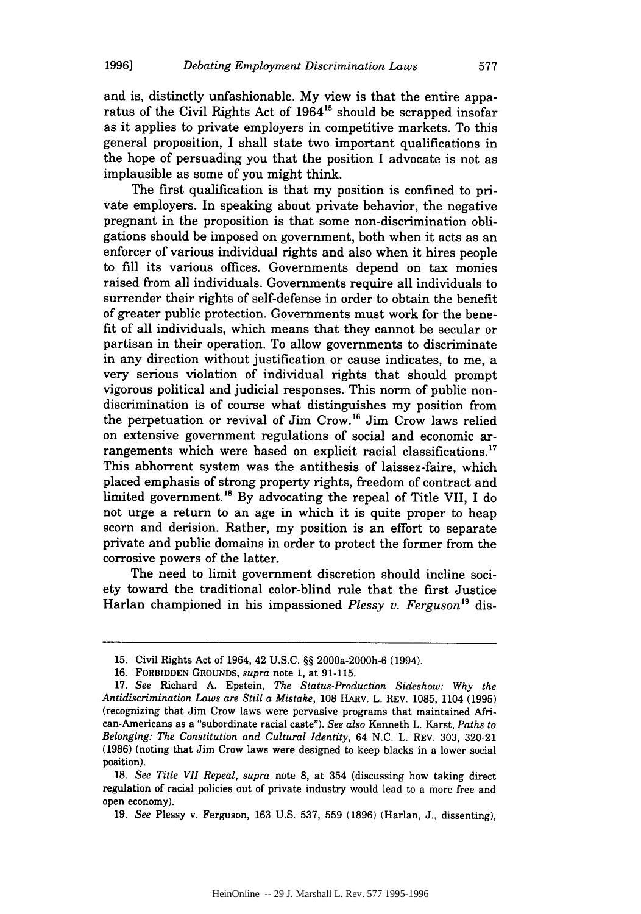and is, distinctly unfashionable. My view is that the entire apparatus of the Civil Rights Act of 1964[15] should be scrapped insofar as it applies to private employers in competitive markets. To this general proposition, I shall state two important qualifications in the hope of persuading you that the position I advocate is not as implausible as some of you might think.

The first qualification is that my position is confined to private employers. In speaking about private behavior, the negative pregnant in the proposition is that some non-discrimination obligations should be imposed on government, both when it acts as an enforcer of various individual rights and also when it hires people to fill its various offices. Governments depend on tax monies raised from all individuals. Governments require all individuals to surrender their rights of self-defense in order to obtain the benefit of greater public protection. Governments must work for the benefit of all individuals, which means that they cannot be secular or partisan in their operation. To allow governments to discriminate in any direction without justification or cause indicates, to me, a very serious violation of individual rights that should prompt vigorous political and judicial responses. This norm of public non-discrimination is of course what distinguishes my position from the perpetuation or revival of Jim Crow.[16] Jim Crow laws relied on extensive government regulations of social and economic arrangements which were based on explicit racial classifications.[17] This abhorrent system was the antithesis of laissez-faire, which placed emphasis of strong property rights, freedom of contract and limited government.[18] By advocating the repeal of Title VII, I do not urge a return to an age in which it is quite proper to heap scorn and derision. Rather, my position is an effort to separate private and public domains in order to protect the former from the corrosive powers of the latter.

The need to limit government discretion should incline society toward the traditional color-blind rule that the first Justice Harlan championed in his impassioned *Plessy v. Ferguson*[19] dis-

---

15. Civil Rights Act of 1964, 42 U.S.C. §§ 2000a-2000h-6 (1994).

16. FORBIDDEN GROUNDS, *supra* note 1, at 91-115.

17. *See* Richard A. Epstein, *The Status-Production Sideshow: Why the Antidiscrimination Laws are Still a Mistake*, 108 HARV. L. REV. 1085, 1104 (1995) (recognizing that Jim Crow laws were pervasive programs that maintained African-Americans as a "subordinate racial caste"). *See also* Kenneth L. Karst, *Paths to Belonging: The Constitution and Cultural Identity*, 64 N.C. L. REV. 303, 320-21 (1986) (noting that Jim Crow laws were designed to keep blacks in a lower social position).

18. *See Title VII Repeal*, *supra* note 8, at 354 (discussing how taking direct regulation of racial policies out of private industry would lead to a more free and open economy).

19. *See* Plessy v. Ferguson, 163 U.S. 537, 559 (1896) (Harlan, J., dissenting),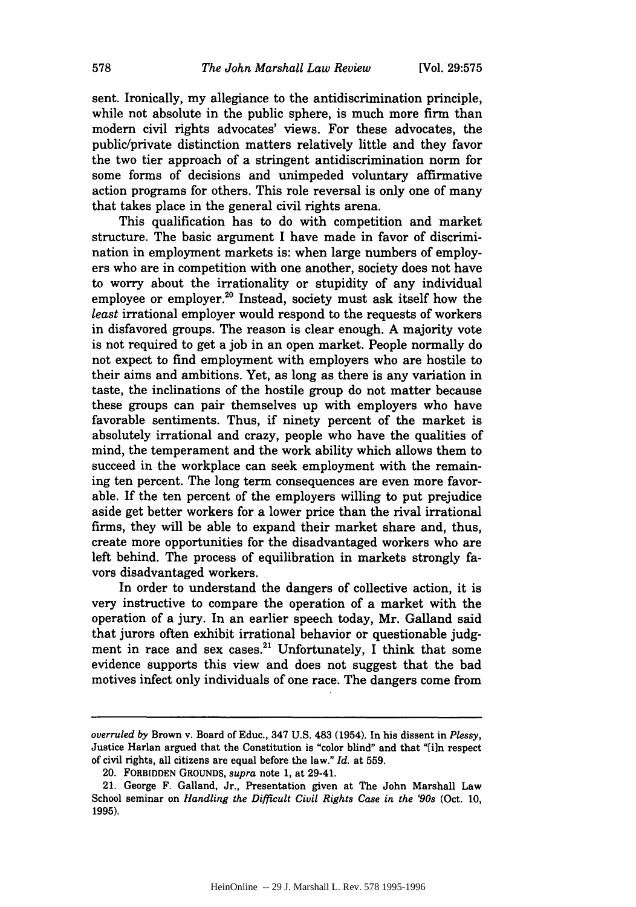sent. Ironically, my allegiance to the antidiscrimination principle, while not absolute in the public sphere, is much more firm than modern civil rights advocates' views. For these advocates, the public/private distinction matters relatively little and they favor the two tier approach of a stringent antidiscrimination norm for some forms of decisions and unimpeded voluntary affirmative action programs for others. This role reversal is only one of many that takes place in the general civil rights arena.

This qualification has to do with competition and market structure. The basic argument I have made in favor of discrimination in employment markets is: when large numbers of employers who are in competition with one another, society does not have to worry about the irrationality or stupidity of any individual employee or employer.[20] Instead, society must ask itself how the *least* irrational employer would respond to the requests of workers in disfavored groups. The reason is clear enough. A majority vote is not required to get a job in an open market. People normally do not expect to find employment with employers who are hostile to their aims and ambitions. Yet, as long as there is any variation in taste, the inclinations of the hostile group do not matter because these groups can pair themselves up with employers who have favorable sentiments. Thus, if ninety percent of the market is absolutely irrational and crazy, people who have the qualities of mind, the temperament and the work ability which allows them to succeed in the workplace can seek employment with the remaining ten percent. The long term consequences are even more favorable. If the ten percent of the employers willing to put prejudice aside get better workers for a lower price than the rival irrational firms, they will be able to expand their market share and, thus, create more opportunities for the disadvantaged workers who are left behind. The process of equilibration in markets strongly favors disadvantaged workers.

In order to understand the dangers of collective action, it is very instructive to compare the operation of a market with the operation of a jury. In an earlier speech today, Mr. Galland said that jurors often exhibit irrational behavior or questionable judgment in race and sex cases.[21] Unfortunately, I think that some evidence supports this view and does not suggest that the bad motives infect only individuals of one race. The dangers come from

---

*overruled by* Brown v. Board of Educ., 347 U.S. 483 (1954). In his dissent in *Plessy*, Justice Harlan argued that the Constitution is "color blind" and that "[i]n respect of civil rights, all citizens are equal before the law." *Id.* at 559.

20. FORBIDDEN GROUNDS, *supra* note 1, at 29-41.

21. George F. Galland, Jr., Presentation given at The John Marshall Law School seminar on *Handling the Difficult Civil Rights Case in the '90s* (Oct. 10, 1995).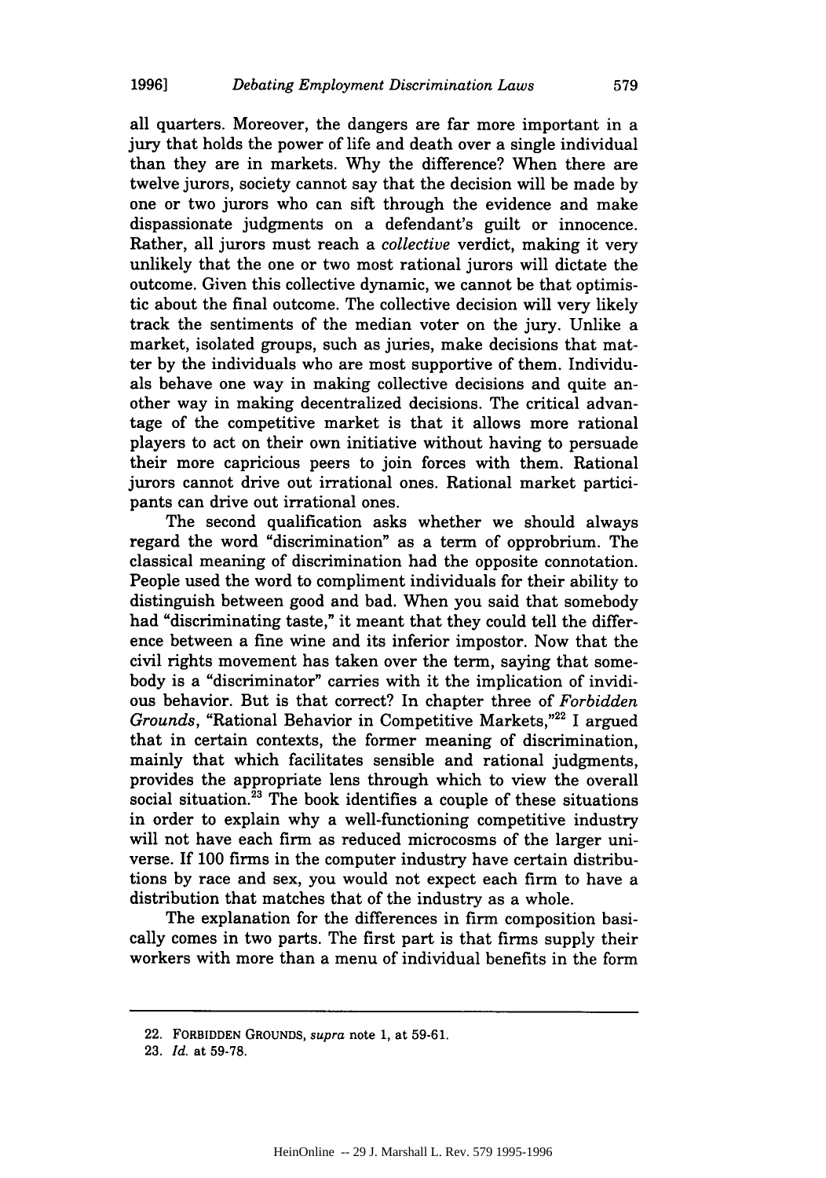all quarters. Moreover, the dangers are far more important in a jury that holds the power of life and death over a single individual than they are in markets. Why the difference? When there are twelve jurors, society cannot say that the decision will be made by one or two jurors who can sift through the evidence and make dispassionate judgments on a defendant's guilt or innocence. Rather, all jurors must reach a *collective* verdict, making it very unlikely that the one or two most rational jurors will dictate the outcome. Given this collective dynamic, we cannot be that optimistic about the final outcome. The collective decision will very likely track the sentiments of the median voter on the jury. Unlike a market, isolated groups, such as juries, make decisions that matter by the individuals who are most supportive of them. Individuals behave one way in making collective decisions and quite another way in making decentralized decisions. The critical advantage of the competitive market is that it allows more rational players to act on their own initiative without having to persuade their more capricious peers to join forces with them. Rational jurors cannot drive out irrational ones. Rational market participants can drive out irrational ones.

The second qualification asks whether we should always regard the word "discrimination" as a term of opprobrium. The classical meaning of discrimination had the opposite connotation. People used the word to compliment individuals for their ability to distinguish between good and bad. When you said that somebody had "discriminating taste," it meant that they could tell the difference between a fine wine and its inferior impostor. Now that the civil rights movement has taken over the term, saying that somebody is a "discriminator" carries with it the implication of invidious behavior. But is that correct? In chapter three of *Forbidden Grounds*, "Rational Behavior in Competitive Markets,"[22] I argued that in certain contexts, the former meaning of discrimination, mainly that which facilitates sensible and rational judgments, provides the appropriate lens through which to view the overall social situation.[23] The book identifies a couple of these situations in order to explain why a well-functioning competitive industry will not have each firm as reduced microcosms of the larger universe. If 100 firms in the computer industry have certain distributions by race and sex, you would not expect each firm to have a distribution that matches that of the industry as a whole.

The explanation for the differences in firm composition basically comes in two parts. The first part is that firms supply their workers with more than a menu of individual benefits in the form

---

22. FORBIDDEN GROUNDS, *supra* note 1, at 59-61.

23. *Id.* at 59-78.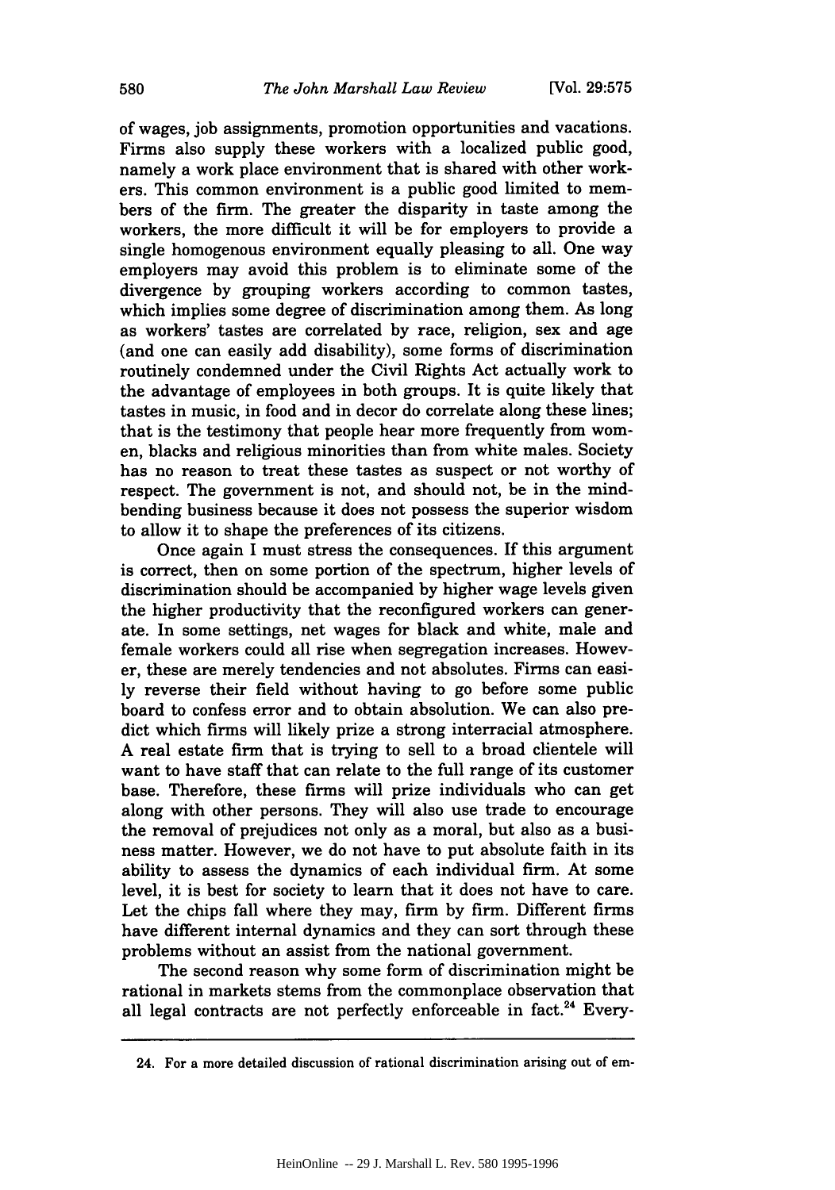of wages, job assignments, promotion opportunities and vacations. Firms also supply these workers with a localized public good, namely a work place environment that is shared with other workers. This common environment is a public good limited to members of the firm. The greater the disparity in taste among the workers, the more difficult it will be for employers to provide a single homogenous environment equally pleasing to all. One way employers may avoid this problem is to eliminate some of the divergence by grouping workers according to common tastes, which implies some degree of discrimination among them. As long as workers' tastes are correlated by race, religion, sex and age (and one can easily add disability), some forms of discrimination routinely condemned under the Civil Rights Act actually work to the advantage of employees in both groups. It is quite likely that tastes in music, in food and in decor do correlate along these lines; that is the testimony that people hear more frequently from women, blacks and religious minorities than from white males. Society has no reason to treat these tastes as suspect or not worthy of respect. The government is not, and should not, be in the mind-bending business because it does not possess the superior wisdom to allow it to shape the preferences of its citizens.

Once again I must stress the consequences. If this argument is correct, then on some portion of the spectrum, higher levels of discrimination should be accompanied by higher wage levels given the higher productivity that the reconfigured workers can generate. In some settings, net wages for black and white, male and female workers could all rise when segregation increases. However, these are merely tendencies and not absolutes. Firms can easily reverse their field without having to go before some public board to confess error and to obtain absolution. We can also predict which firms will likely prize a strong interracial atmosphere. A real estate firm that is trying to sell to a broad clientele will want to have staff that can relate to the full range of its customer base. Therefore, these firms will prize individuals who can get along with other persons. They will also use trade to encourage the removal of prejudices not only as a moral, but also as a business matter. However, we do not have to put absolute faith in its ability to assess the dynamics of each individual firm. At some level, it is best for society to learn that it does not have to care. Let the chips fall where they may, firm by firm. Different firms have different internal dynamics and they can sort through these problems without an assist from the national government.

The second reason why some form of discrimination might be rational in markets stems from the commonplace observation that all legal contracts are not perfectly enforceable in fact.[24] Every-

---

24. For a more detailed discussion of rational discrimination arising out of em-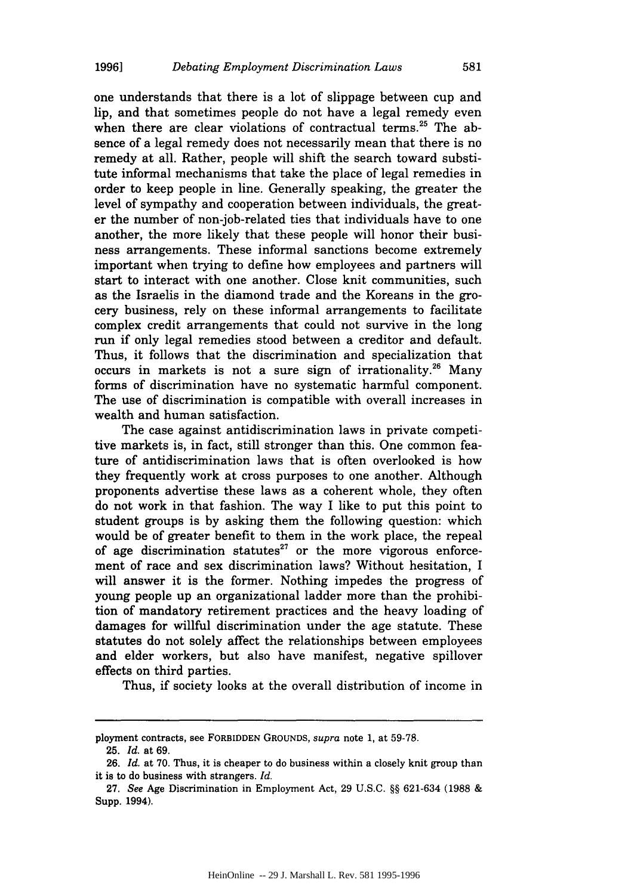one understands that there is a lot of slippage between cup and lip, and that sometimes people do not have a legal remedy even when there are clear violations of contractual terms.[25] The absence of a legal remedy does not necessarily mean that there is no remedy at all. Rather, people will shift the search toward substitute informal mechanisms that take the place of legal remedies in order to keep people in line. Generally speaking, the greater the level of sympathy and cooperation between individuals, the greater the number of non-job-related ties that individuals have to one another, the more likely that these people will honor their business arrangements. These informal sanctions become extremely important when trying to define how employees and partners will start to interact with one another. Close knit communities, such as the Israelis in the diamond trade and the Koreans in the grocery business, rely on these informal arrangements to facilitate complex credit arrangements that could not survive in the long run if only legal remedies stood between a creditor and default. Thus, it follows that the discrimination and specialization that occurs in markets is not a sure sign of irrationality.[26] Many forms of discrimination have no systematic harmful component. The use of discrimination is compatible with overall increases in wealth and human satisfaction.

The case against antidiscrimination laws in private competitive markets is, in fact, still stronger than this. One common feature of antidiscrimination laws that is often overlooked is how they frequently work at cross purposes to one another. Although proponents advertise these laws as a coherent whole, they often do not work in that fashion. The way I like to put this point to student groups is by asking them the following question: which would be of greater benefit to them in the work place, the repeal of age discrimination statutes[27] or the more vigorous enforcement of race and sex discrimination laws? Without hesitation, I will answer it is the former. Nothing impedes the progress of young people up an organizational ladder more than the prohibition of mandatory retirement practices and the heavy loading of damages for willful discrimination under the age statute. These statutes do not solely affect the relationships between employees and elder workers, but also have manifest, negative spillover effects on third parties.

Thus, if society looks at the overall distribution of income in

---

ployment contracts, see FORBIDDEN GROUNDS, *supra* note 1, at 59-78.

25. *Id.* at 69.

26. *Id.* at 70. Thus, it is cheaper to do business within a closely knit group than it is to do business with strangers. *Id.*

27. *See* Age Discrimination in Employment Act, 29 U.S.C. §§ 621-634 (1988 & Supp. 1994).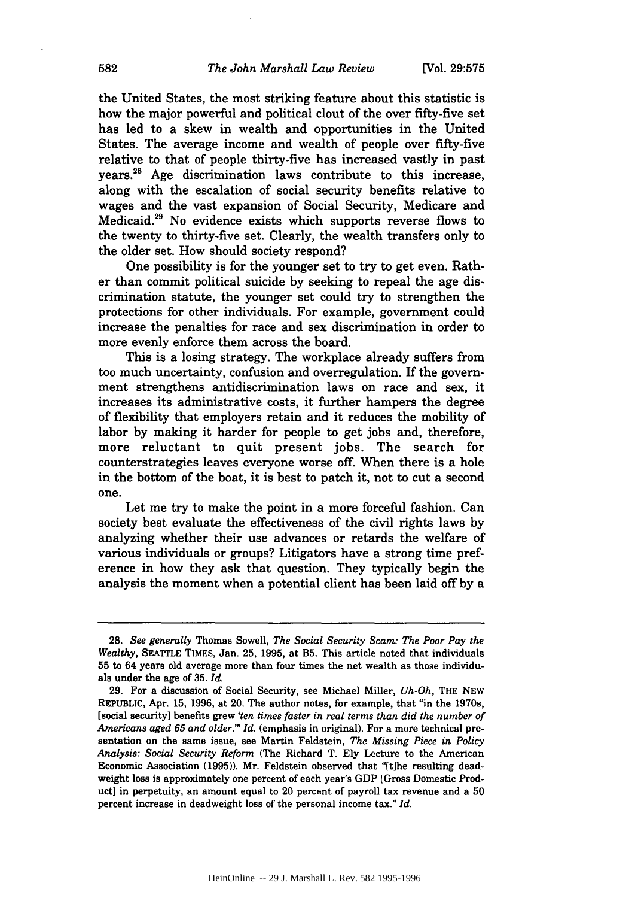the United States, the most striking feature about this statistic is how the major powerful and political clout of the over fifty-five set has led to a skew in wealth and opportunities in the United States. The average income and wealth of people over fifty-five relative to that of people thirty-five has increased vastly in past years.[28] Age discrimination laws contribute to this increase, along with the escalation of social security benefits relative to wages and the vast expansion of Social Security, Medicare and Medicaid.[29] No evidence exists which supports reverse flows to the twenty to thirty-five set. Clearly, the wealth transfers only to the older set. How should society respond?

One possibility is for the younger set to try to get even. Rather than commit political suicide by seeking to repeal the age discrimination statute, the younger set could try to strengthen the protections for other individuals. For example, government could increase the penalties for race and sex discrimination in order to more evenly enforce them across the board.

This is a losing strategy. The workplace already suffers from too much uncertainty, confusion and overregulation. If the government strengthens antidiscrimination laws on race and sex, it increases its administrative costs, it further hampers the degree of flexibility that employers retain and it reduces the mobility of labor by making it harder for people to get jobs and, therefore, more reluctant to quit present jobs. The search for counterstrategies leaves everyone worse off. When there is a hole in the bottom of the boat, it is best to patch it, not to cut a second one.

Let me try to make the point in a more forceful fashion. Can society best evaluate the effectiveness of the civil rights laws by analyzing whether their use advances or retards the welfare of various individuals or groups? Litigators have a strong time preference in how they ask that question. They typically begin the analysis the moment when a potential client has been laid off by a

---

28. *See generally* Thomas Sowell, *The Social Security Scam: The Poor Pay the Wealthy*, SEATTLE TIMES, Jan. 25, 1995, at B5. This article noted that individuals 55 to 64 years old average more than four times the net wealth as those individuals under the age of 35. *Id.*

29. For a discussion of Social Security, see Michael Miller, *Uh-Oh*, THE NEW REPUBLIC, Apr. 15, 1996, at 20. The author notes, for example, that "in the 1970s, [social security] benefits grew *'ten times faster in real terms than did the number of Americans aged 65 and older.'*" *Id.* (emphasis in original). For a more technical presentation on the same issue, see Martin Feldstein, *The Missing Piece in Policy Analysis: Social Security Reform* (The Richard T. Ely Lecture to the American Economic Association (1995)). Mr. Feldstein observed that "[t]he resulting deadweight loss is approximately one percent of each year's GDP [Gross Domestic Product] in perpetuity, an amount equal to 20 percent of payroll tax revenue and a 50 percent increase in deadweight loss of the personal income tax." *Id.*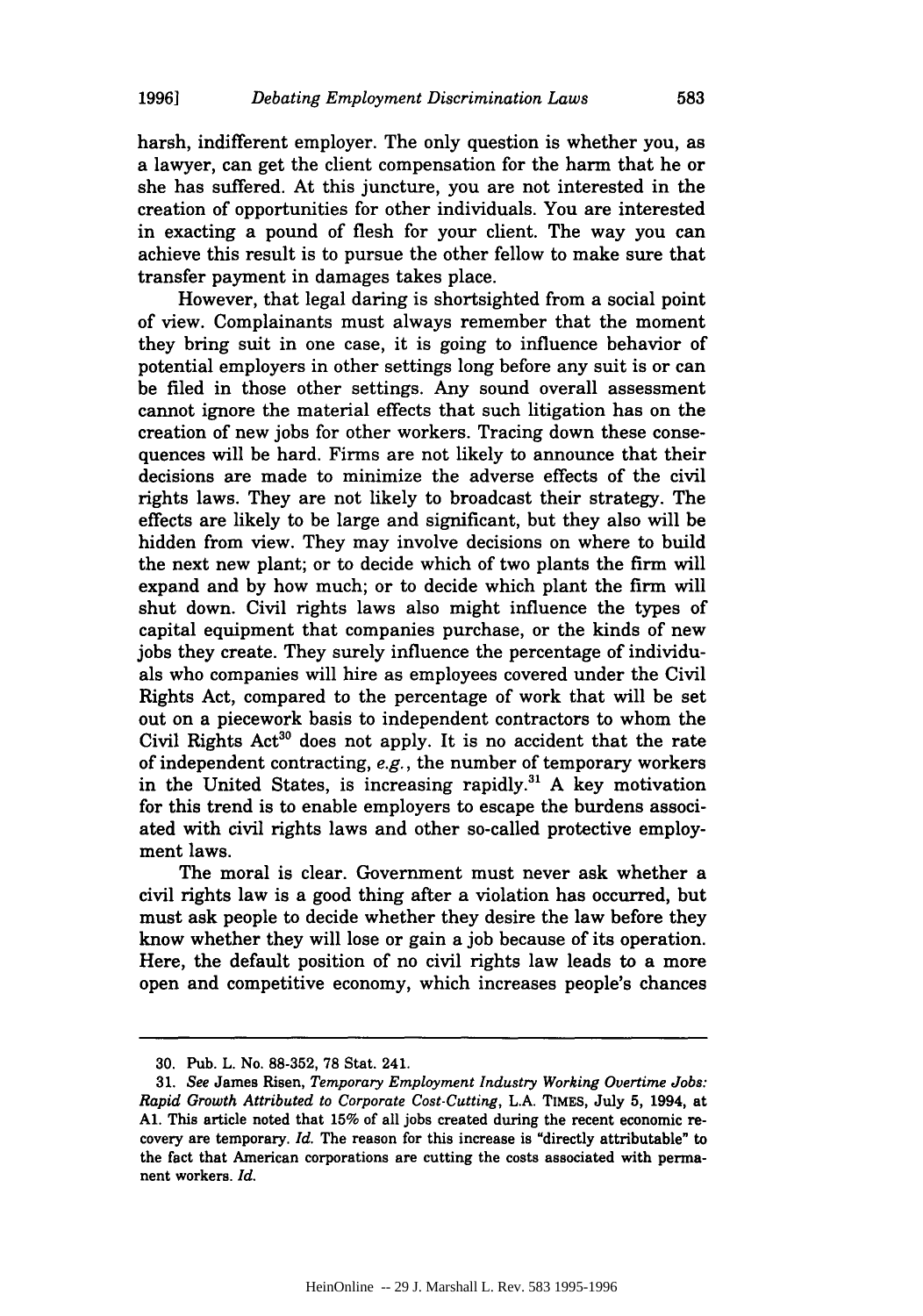harsh, indifferent employer. The only question is whether you, as a lawyer, can get the client compensation for the harm that he or she has suffered. At this juncture, you are not interested in the creation of opportunities for other individuals. You are interested in exacting a pound of flesh for your client. The way you can achieve this result is to pursue the other fellow to make sure that transfer payment in damages takes place.

However, that legal daring is shortsighted from a social point of view. Complainants must always remember that the moment they bring suit in one case, it is going to influence behavior of potential employers in other settings long before any suit is or can be filed in those other settings. Any sound overall assessment cannot ignore the material effects that such litigation has on the creation of new jobs for other workers. Tracing down these consequences will be hard. Firms are not likely to announce that their decisions are made to minimize the adverse effects of the civil rights laws. They are not likely to broadcast their strategy. The effects are likely to be large and significant, but they also will be hidden from view. They may involve decisions on where to build the next new plant; or to decide which of two plants the firm will expand and by how much; or to decide which plant the firm will shut down. Civil rights laws also might influence the types of capital equipment that companies purchase, or the kinds of new jobs they create. They surely influence the percentage of individuals who companies will hire as employees covered under the Civil Rights Act, compared to the percentage of work that will be set out on a piecework basis to independent contractors to whom the Civil Rights Act[30] does not apply. It is no accident that the rate of independent contracting, *e.g.*, the number of temporary workers in the United States, is increasing rapidly.[31] A key motivation for this trend is to enable employers to escape the burdens associated with civil rights laws and other so-called protective employment laws.

The moral is clear. Government must never ask whether a civil rights law is a good thing after a violation has occurred, but must ask people to decide whether they desire the law before they know whether they will lose or gain a job because of its operation. Here, the default position of no civil rights law leads to a more open and competitive economy, which increases people's chances

---

30. Pub. L. No. 88-352, 78 Stat. 241.

31. *See* James Risen, *Temporary Employment Industry Working Overtime Jobs: Rapid Growth Attributed to Corporate Cost-Cutting*, L.A. TIMES, July 5, 1994, at A1. This article noted that 15% of all jobs created during the recent economic recovery are temporary. *Id.* The reason for this increase is "directly attributable" to the fact that American corporations are cutting the costs associated with permanent workers. *Id.*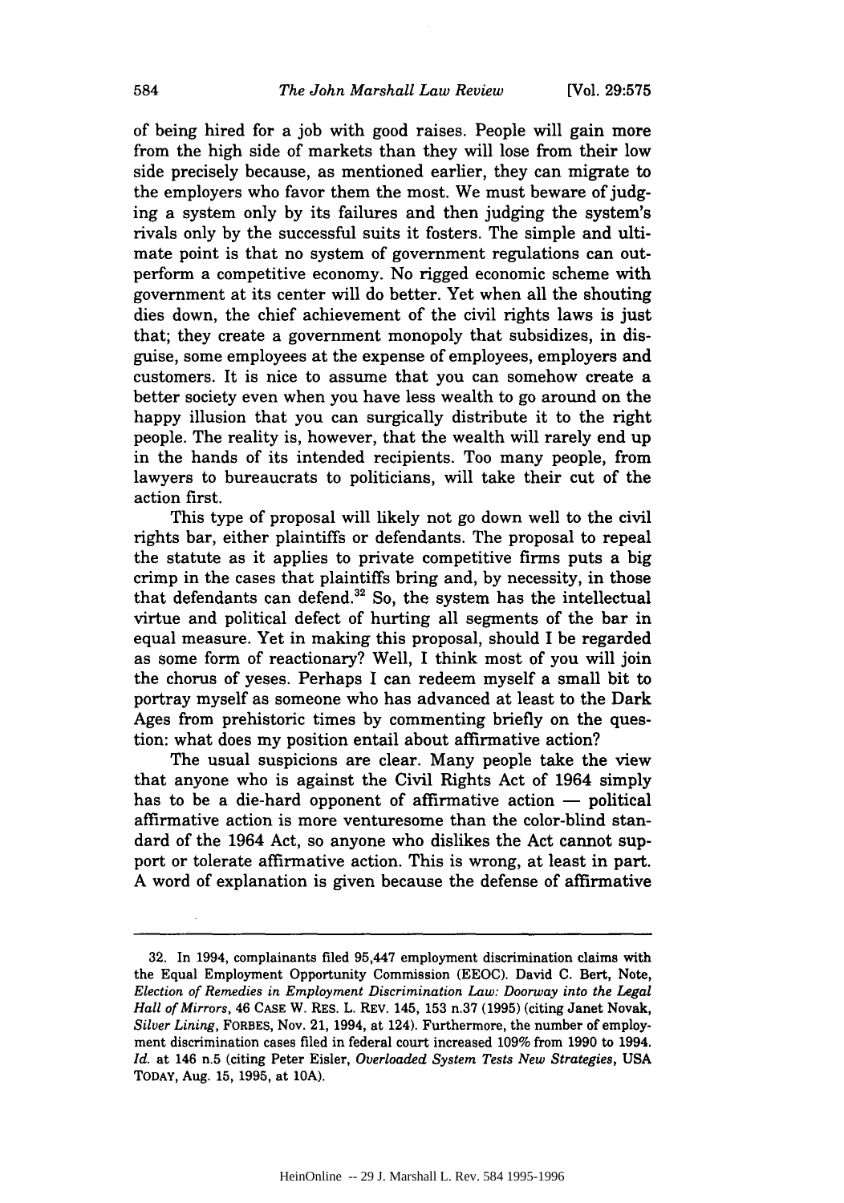of being hired for a job with good raises. People will gain more from the high side of markets than they will lose from their low side precisely because, as mentioned earlier, they can migrate to the employers who favor them the most. We must beware of judging a system only by its failures and then judging the system's rivals only by the successful suits it fosters. The simple and ultimate point is that no system of government regulations can outperform a competitive economy. No rigged economic scheme with government at its center will do better. Yet when all the shouting dies down, the chief achievement of the civil rights laws is just that; they create a government monopoly that subsidizes, in disguise, some employees at the expense of employees, employers and customers. It is nice to assume that you can somehow create a better society even when you have less wealth to go around on the happy illusion that you can surgically distribute it to the right people. The reality is, however, that the wealth will rarely end up in the hands of its intended recipients. Too many people, from lawyers to bureaucrats to politicians, will take their cut of the action first.

This type of proposal will likely not go down well to the civil rights bar, either plaintiffs or defendants. The proposal to repeal the statute as it applies to private competitive firms puts a big crimp in the cases that plaintiffs bring and, by necessity, in those that defendants can defend.[32] So, the system has the intellectual virtue and political defect of hurting all segments of the bar in equal measure. Yet in making this proposal, should I be regarded as some form of reactionary? Well, I think most of you will join the chorus of yeses. Perhaps I can redeem myself a small bit to portray myself as someone who has advanced at least to the Dark Ages from prehistoric times by commenting briefly on the question: what does my position entail about affirmative action?

The usual suspicions are clear. Many people take the view that anyone who is against the Civil Rights Act of 1964 simply has to be a die-hard opponent of affirmative action — political affirmative action is more venturesome than the color-blind standard of the 1964 Act, so anyone who dislikes the Act cannot support or tolerate affirmative action. This is wrong, at least in part. A word of explanation is given because the defense of affirmative

---

32. In 1994, complainants filed 95,447 employment discrimination claims with the Equal Employment Opportunity Commission (EEOC). David C. Bert, Note, *Election of Remedies in Employment Discrimination Law: Doorway into the Legal Hall of Mirrors*, 46 CASE W. RES. L. REV. 145, 153 n.37 (1995) (citing Janet Novak, *Silver Lining*, FORBES, Nov. 21, 1994, at 124). Furthermore, the number of employment discrimination cases filed in federal court increased 109% from 1990 to 1994. *Id.* at 146 n.5 (citing Peter Eisler, *Overloaded System Tests New Strategies*, USA TODAY, Aug. 15, 1995, at 10A).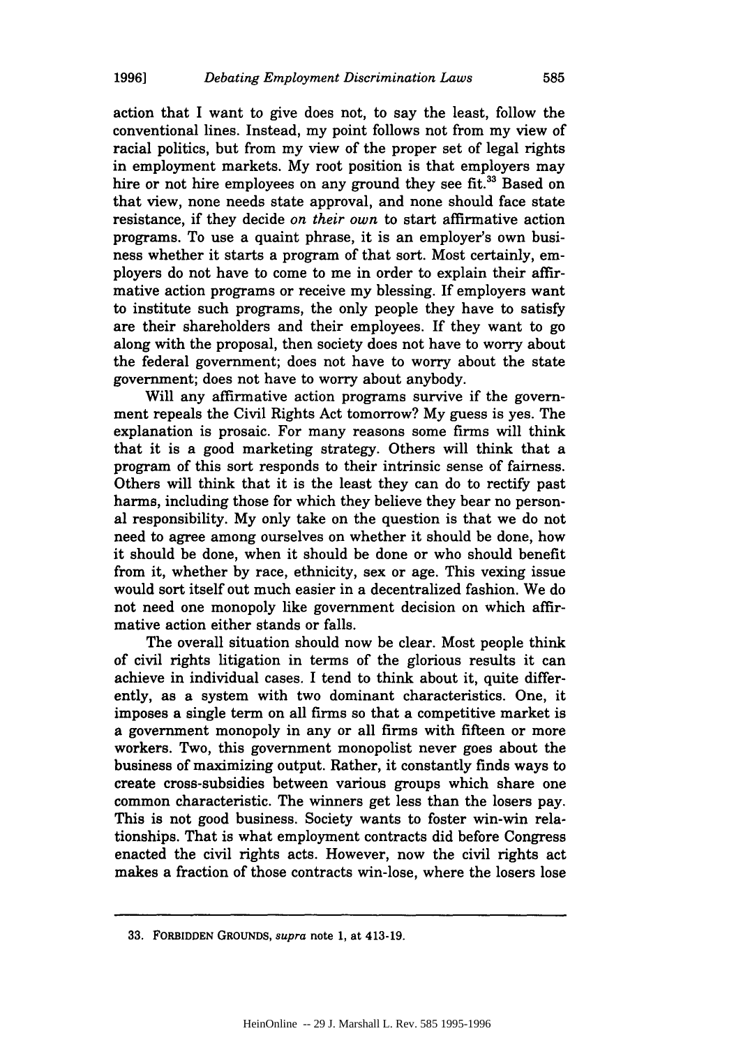action that I want to give does not, to say the least, follow the conventional lines. Instead, my point follows not from my view of racial politics, but from my view of the proper set of legal rights in employment markets. My root position is that employers may hire or not hire employees on any ground they see fit.[33] Based on that view, none needs state approval, and none should face state resistance, if they decide *on their own* to start affirmative action programs. To use a quaint phrase, it is an employer's own business whether it starts a program of that sort. Most certainly, employers do not have to come to me in order to explain their affirmative action programs or receive my blessing. If employers want to institute such programs, the only people they have to satisfy are their shareholders and their employees. If they want to go along with the proposal, then society does not have to worry about the federal government; does not have to worry about the state government; does not have to worry about anybody.

Will any affirmative action programs survive if the government repeals the Civil Rights Act tomorrow? My guess is yes. The explanation is prosaic. For many reasons some firms will think that it is a good marketing strategy. Others will think that a program of this sort responds to their intrinsic sense of fairness. Others will think that it is the least they can do to rectify past harms, including those for which they believe they bear no personal responsibility. My only take on the question is that we do not need to agree among ourselves on whether it should be done, how it should be done, when it should be done or who should benefit from it, whether by race, ethnicity, sex or age. This vexing issue would sort itself out much easier in a decentralized fashion. We do not need one monopoly like government decision on which affirmative action either stands or falls.

The overall situation should now be clear. Most people think of civil rights litigation in terms of the glorious results it can achieve in individual cases. I tend to think about it, quite differently, as a system with two dominant characteristics. One, it imposes a single term on all firms so that a competitive market is a government monopoly in any or all firms with fifteen or more workers. Two, this government monopolist never goes about the business of maximizing output. Rather, it constantly finds ways to create cross-subsidies between various groups which share one common characteristic. The winners get less than the losers pay. This is not good business. Society wants to foster win-win relationships. That is what employment contracts did before Congress enacted the civil rights acts. However, now the civil rights act makes a fraction of those contracts win-lose, where the losers lose

---

33. FORBIDDEN GROUNDS, *supra* note 1, at 413-19.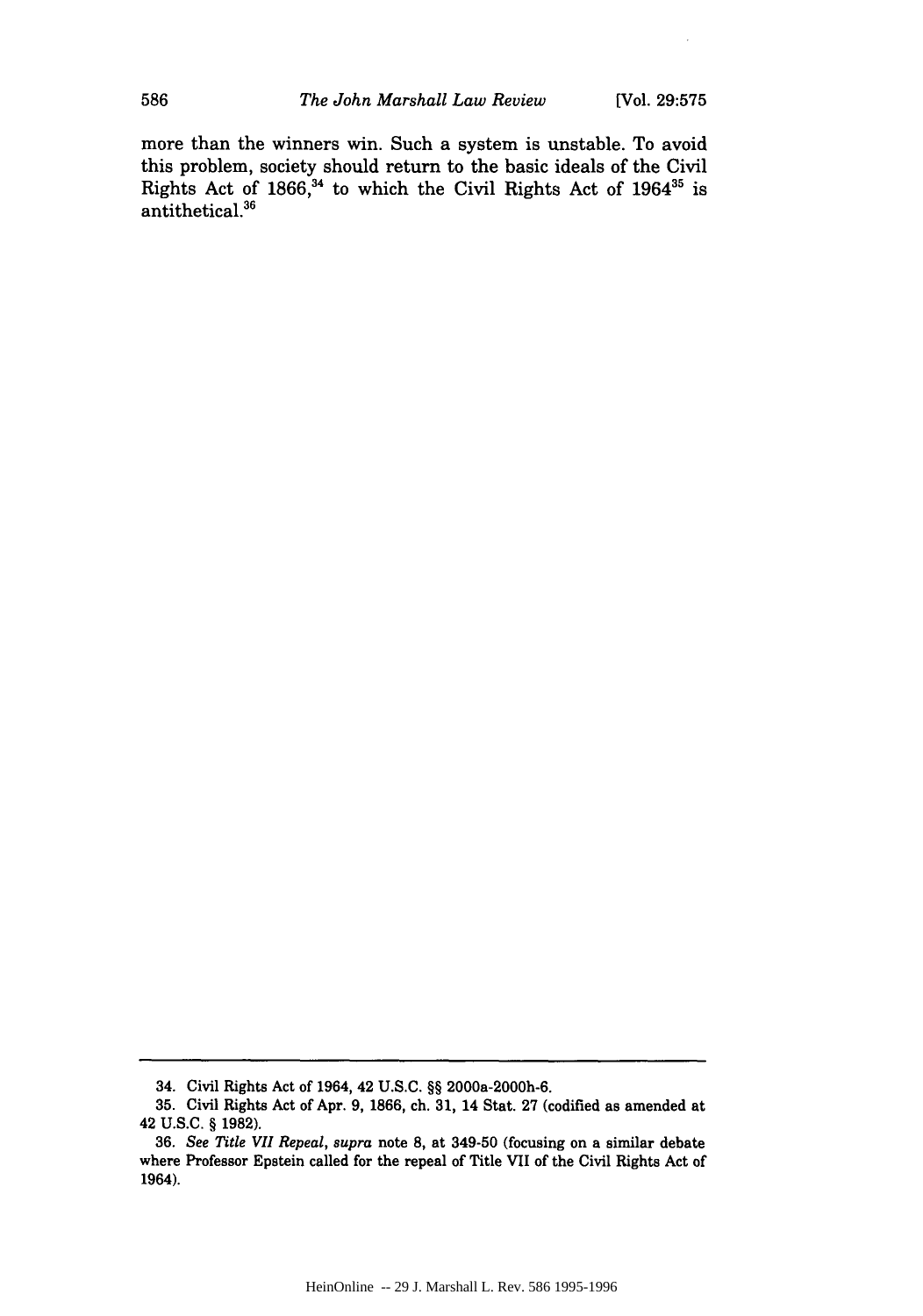more than the winners win. Such a system is unstable. To avoid this problem, society should return to the basic ideals of the Civil Rights Act of 1866,[34] to which the Civil Rights Act of 1964[35] is antithetical.[36]

---

34. Civil Rights Act of 1964, 42 U.S.C. §§ 2000a-2000h-6.

35. Civil Rights Act of Apr. 9, 1866, ch. 31, 14 Stat. 27 (codified as amended at 42 U.S.C. § 1982).

36. *See Title VII Repeal*, *supra* note 8, at 349-50 (focusing on a similar debate where Professor Epstein called for the repeal of Title VII of the Civil Rights Act of 1964).